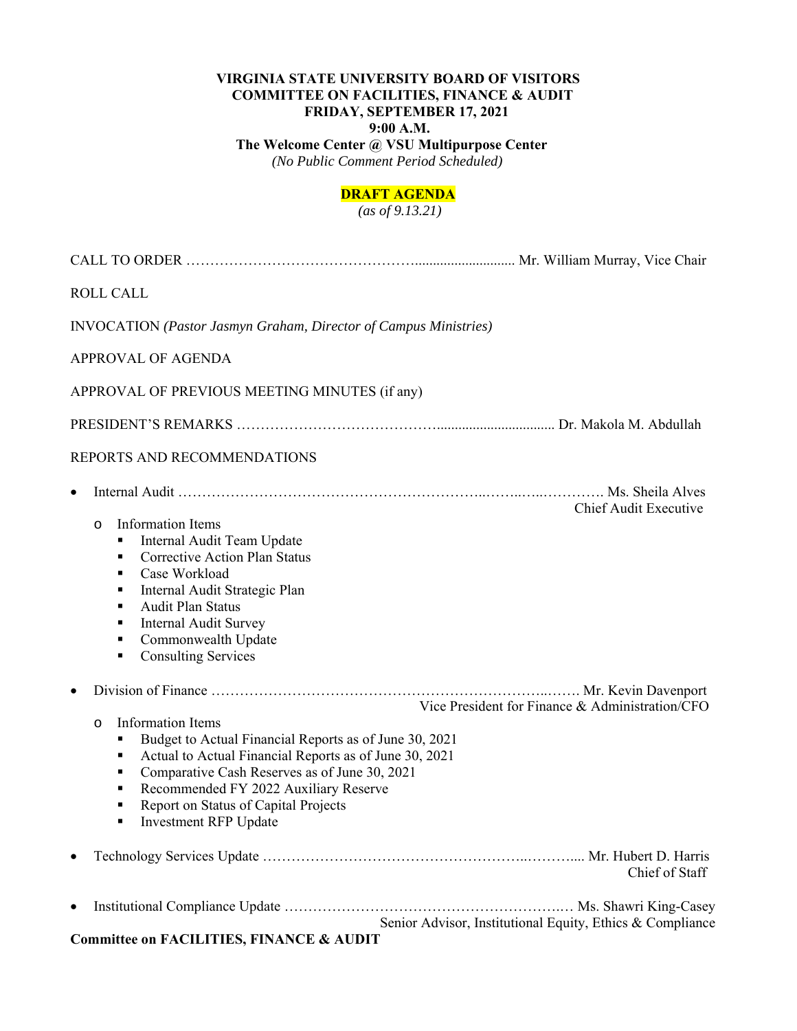**VIRGINIA STATE UNIVERSITY BOARD OF VISITORS**
**COMMITTEE ON FACILITIES, FINANCE & AUDIT**
**FRIDAY, SEPTEMBER 17, 2021**
**9:00 A.M.**
**The Welcome Center @ VSU Multipurpose Center**
*(No Public Comment Period Scheduled)*

**DRAFT AGENDA**
*(as of 9.13.21)*

CALL TO ORDER ……………………………………….......................... Mr. William Murray, Vice Chair

ROLL CALL

INVOCATION *(Pastor Jasmyn Graham, Director of Campus Ministries)*

APPROVAL OF AGENDA

APPROVAL OF PREVIOUS MEETING MINUTES (if any)

PRESIDENT'S REMARKS ………………………………….............................. Dr. Makola M. Abdullah

REPORTS AND RECOMMENDATIONS

- Internal Audit ……………………………………………………..……..…..…………. Ms. Sheila Alves
  Chief Audit Executive
  - Information Items
    - Internal Audit Team Update
    - Corrective Action Plan Status
    - Case Workload
    - Internal Audit Strategic Plan
    - Audit Plan Status
    - Internal Audit Survey
    - Commonwealth Update
    - Consulting Services

- Division of Finance ……………………………………………………………..……. Mr. Kevin Davenport
  Vice President for Finance & Administration/CFO
  - Information Items
    - Budget to Actual Financial Reports as of June 30, 2021
    - Actual to Actual Financial Reports as of June 30, 2021
    - Comparative Cash Reserves as of June 30, 2021
    - Recommended FY 2022 Auxiliary Reserve
    - Report on Status of Capital Projects
    - Investment RFP Update

- Technology Services Update ……………………………………………..……….... Mr. Hubert D. Harris
  Chief of Staff

- Institutional Compliance Update ……………………………………………………..… Ms. Shawri King-Casey
  Senior Advisor, Institutional Equity, Ethics & Compliance

**Committee on FACILITIES, FINANCE & AUDIT**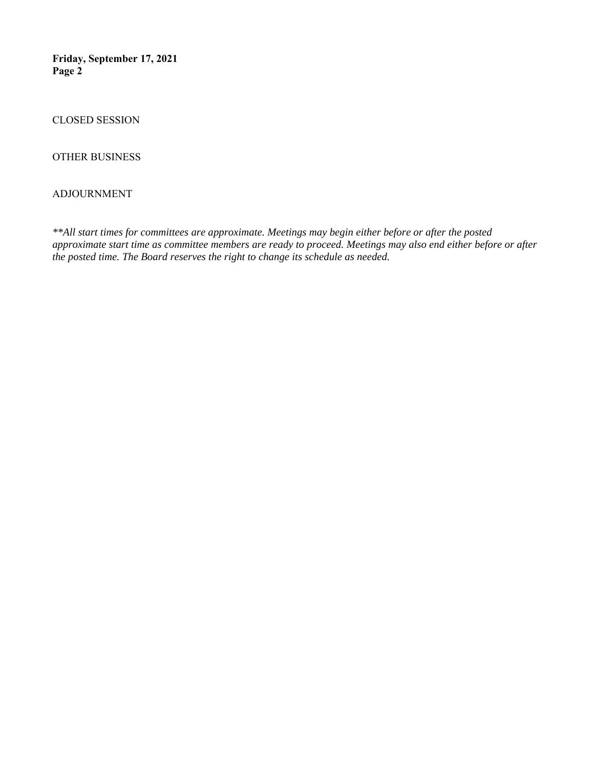CLOSED SESSION

OTHER BUSINESS

ADJOURNMENT

*\*\*All start times for committees are approximate. Meetings may begin either before or after the posted approximate start time as committee members are ready to proceed. Meetings may also end either before or after the posted time. The Board reserves the right to change its schedule as needed.*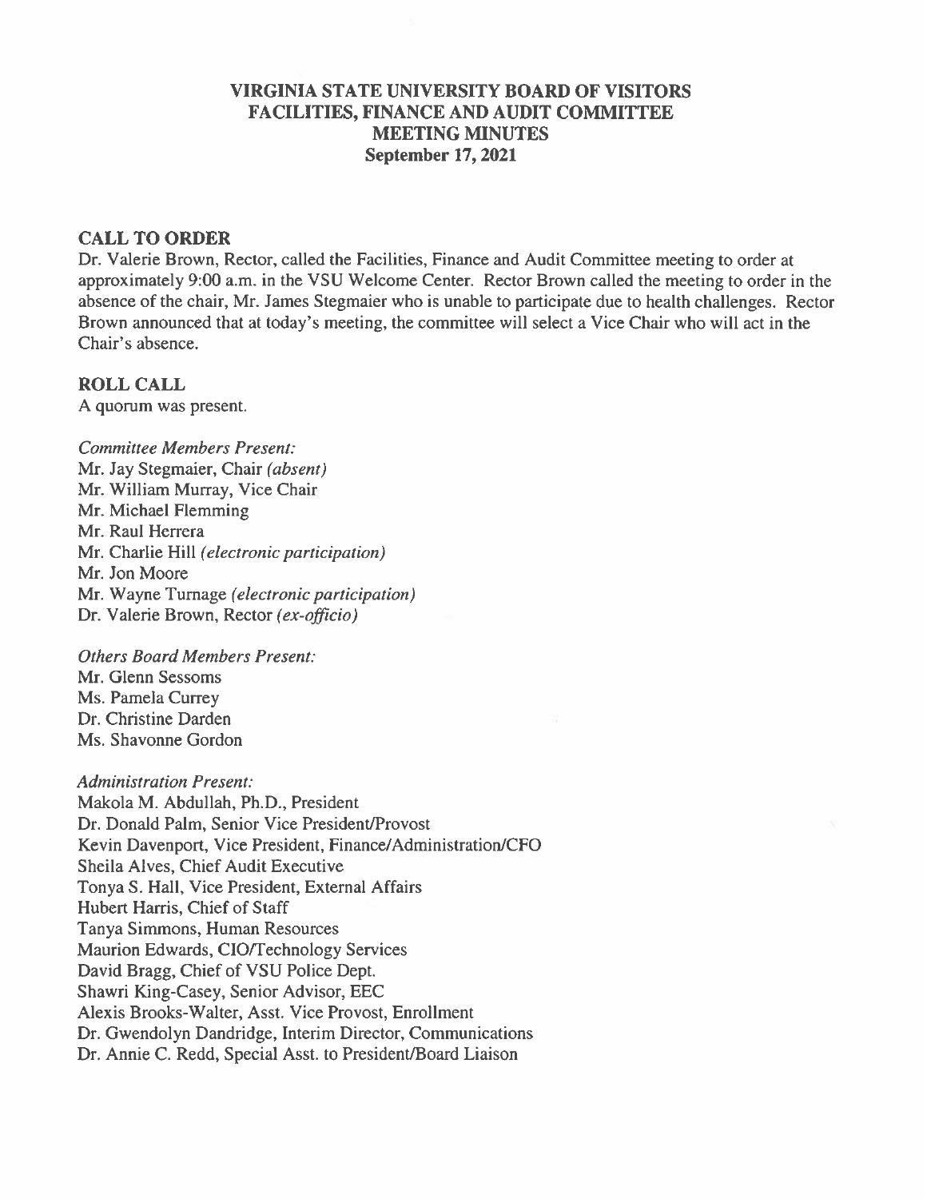# VIRGINIA STATE UNIVERSITY BOARD OF VISITORS
# FACILITIES, FINANCE AND AUDIT COMMITTEE
# MEETING MINUTES
## September 17, 2021

### CALL TO ORDER

Dr. Valerie Brown, Rector, called the Facilities, Finance and Audit Committee meeting to order at approximately 9:00 a.m. in the VSU Welcome Center. Rector Brown called the meeting to order in the absence of the chair, Mr. James Stegmaier who is unable to participate due to health challenges. Rector Brown announced that at today's meeting, the committee will select a Vice Chair who will act in the Chair's absence.

### ROLL CALL

A quorum was present.

*Committee Members Present:*
Mr. Jay Stegmaier, Chair *(absent)*
Mr. William Murray, Vice Chair
Mr. Michael Flemming
Mr. Raul Herrera
Mr. Charlie Hill *(electronic participation)*
Mr. Jon Moore
Mr. Wayne Turnage *(electronic participation)*
Dr. Valerie Brown, Rector *(ex-officio)*

*Others Board Members Present:*
Mr. Glenn Sessoms
Ms. Pamela Currey
Dr. Christine Darden
Ms. Shavonne Gordon

*Administration Present:*
Makola M. Abdullah, Ph.D., President
Dr. Donald Palm, Senior Vice President/Provost
Kevin Davenport, Vice President, Finance/Administration/CFO
Sheila Alves, Chief Audit Executive
Tonya S. Hall, Vice President, External Affairs
Hubert Harris, Chief of Staff
Tanya Simmons, Human Resources
Maurion Edwards, CIO/Technology Services
David Bragg, Chief of VSU Police Dept.
Shawri King-Casey, Senior Advisor, EEC
Alexis Brooks-Walter, Asst. Vice Provost, Enrollment
Dr. Gwendolyn Dandridge, Interim Director, Communications
Dr. Annie C. Redd, Special Asst. to President/Board Liaison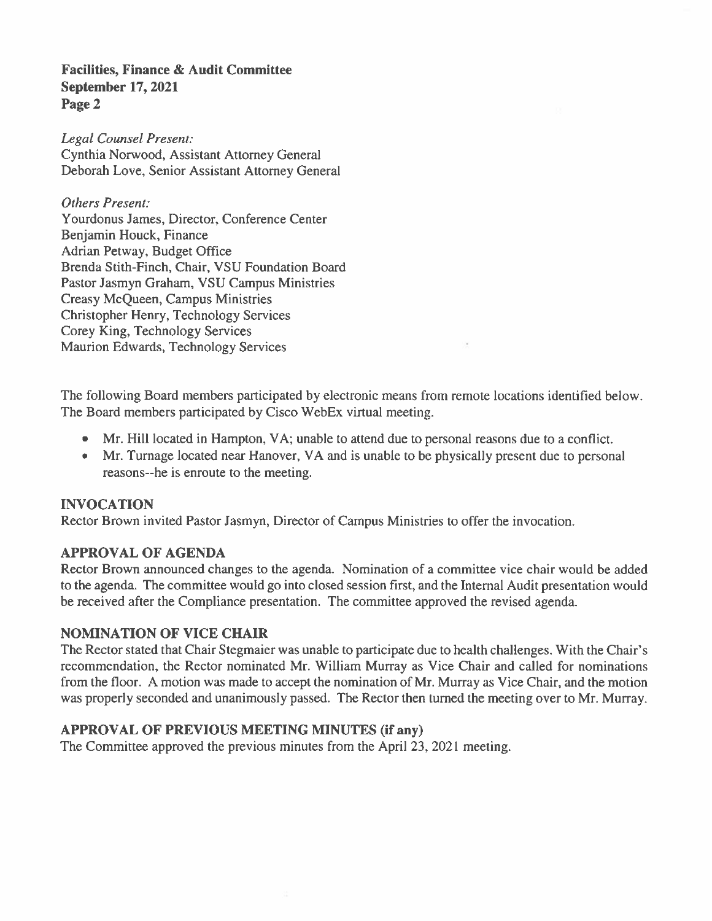*Legal Counsel Present:*
Cynthia Norwood, Assistant Attorney General
Deborah Love, Senior Assistant Attorney General

*Others Present:*
Yourdonus James, Director, Conference Center
Benjamin Houck, Finance
Adrian Petway, Budget Office
Brenda Stith-Finch, Chair, VSU Foundation Board
Pastor Jasmyn Graham, VSU Campus Ministries
Creasy McQueen, Campus Ministries
Christopher Henry, Technology Services
Corey King, Technology Services
Maurion Edwards, Technology Services

The following Board members participated by electronic means from remote locations identified below. The Board members participated by Cisco WebEx virtual meeting.

- Mr. Hill located in Hampton, VA; unable to attend due to personal reasons due to a conflict.
- Mr. Turnage located near Hanover, VA and is unable to be physically present due to personal reasons--he is enroute to the meeting.

## INVOCATION

Rector Brown invited Pastor Jasmyn, Director of Campus Ministries to offer the invocation.

## APPROVAL OF AGENDA

Rector Brown announced changes to the agenda. Nomination of a committee vice chair would be added to the agenda. The committee would go into closed session first, and the Internal Audit presentation would be received after the Compliance presentation. The committee approved the revised agenda.

## NOMINATION OF VICE CHAIR

The Rector stated that Chair Stegmaier was unable to participate due to health challenges. With the Chair's recommendation, the Rector nominated Mr. William Murray as Vice Chair and called for nominations from the floor. A motion was made to accept the nomination of Mr. Murray as Vice Chair, and the motion was properly seconded and unanimously passed. The Rector then turned the meeting over to Mr. Murray.

## APPROVAL OF PREVIOUS MEETING MINUTES (if any)

The Committee approved the previous minutes from the April 23, 2021 meeting.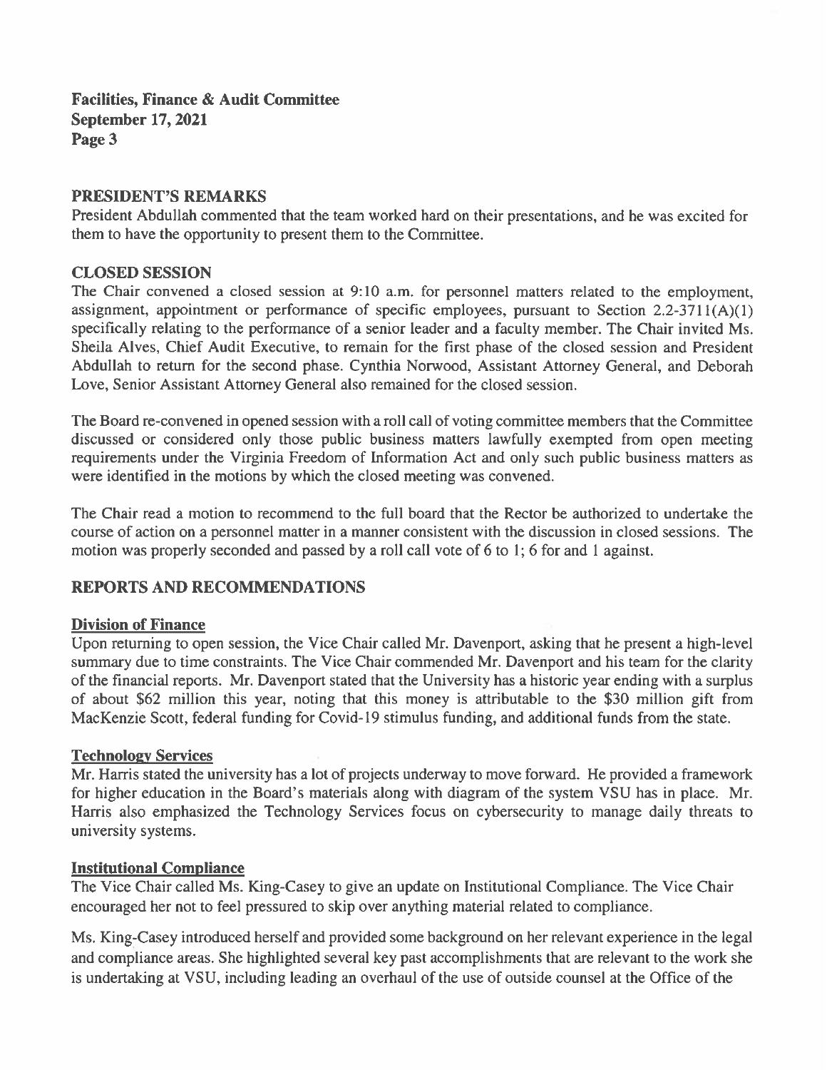## PRESIDENT'S REMARKS

President Abdullah commented that the team worked hard on their presentations, and he was excited for them to have the opportunity to present them to the Committee.

## CLOSED SESSION

The Chair convened a closed session at 9:10 a.m. for personnel matters related to the employment, assignment, appointment or performance of specific employees, pursuant to Section 2.2-3711(A)(1) specifically relating to the performance of a senior leader and a faculty member. The Chair invited Ms. Sheila Alves, Chief Audit Executive, to remain for the first phase of the closed session and President Abdullah to return for the second phase. Cynthia Norwood, Assistant Attorney General, and Deborah Love, Senior Assistant Attorney General also remained for the closed session.

The Board re-convened in opened session with a roll call of voting committee members that the Committee discussed or considered only those public business matters lawfully exempted from open meeting requirements under the Virginia Freedom of Information Act and only such public business matters as were identified in the motions by which the closed meeting was convened.

The Chair read a motion to recommend to the full board that the Rector be authorized to undertake the course of action on a personnel matter in a manner consistent with the discussion in closed sessions. The motion was properly seconded and passed by a roll call vote of 6 to 1; 6 for and 1 against.

## REPORTS AND RECOMMENDATIONS

### Division of Finance

Upon returning to open session, the Vice Chair called Mr. Davenport, asking that he present a high-level summary due to time constraints. The Vice Chair commended Mr. Davenport and his team for the clarity of the financial reports. Mr. Davenport stated that the University has a historic year ending with a surplus of about $62 million this year, noting that this money is attributable to the $30 million gift from MacKenzie Scott, federal funding for Covid-19 stimulus funding, and additional funds from the state.

### Technology Services

Mr. Harris stated the university has a lot of projects underway to move forward. He provided a framework for higher education in the Board's materials along with diagram of the system VSU has in place. Mr. Harris also emphasized the Technology Services focus on cybersecurity to manage daily threats to university systems.

### Institutional Compliance

The Vice Chair called Ms. King-Casey to give an update on Institutional Compliance. The Vice Chair encouraged her not to feel pressured to skip over anything material related to compliance.

Ms. King-Casey introduced herself and provided some background on her relevant experience in the legal and compliance areas. She highlighted several key past accomplishments that are relevant to the work she is undertaking at VSU, including leading an overhaul of the use of outside counsel at the Office of the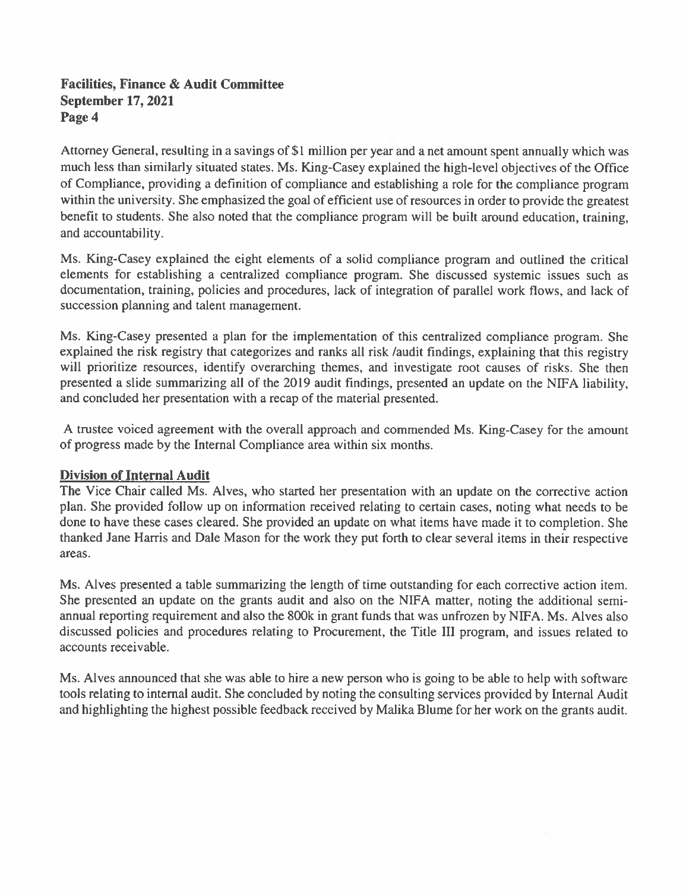Attorney General, resulting in a savings of $1 million per year and a net amount spent annually which was much less than similarly situated states. Ms. King-Casey explained the high-level objectives of the Office of Compliance, providing a definition of compliance and establishing a role for the compliance program within the university. She emphasized the goal of efficient use of resources in order to provide the greatest benefit to students. She also noted that the compliance program will be built around education, training, and accountability.

Ms. King-Casey explained the eight elements of a solid compliance program and outlined the critical elements for establishing a centralized compliance program. She discussed systemic issues such as documentation, training, policies and procedures, lack of integration of parallel work flows, and lack of succession planning and talent management.

Ms. King-Casey presented a plan for the implementation of this centralized compliance program. She explained the risk registry that categorizes and ranks all risk /audit findings, explaining that this registry will prioritize resources, identify overarching themes, and investigate root causes of risks. She then presented a slide summarizing all of the 2019 audit findings, presented an update on the NIFA liability, and concluded her presentation with a recap of the material presented.

A trustee voiced agreement with the overall approach and commended Ms. King-Casey for the amount of progress made by the Internal Compliance area within six months.

**Division of Internal Audit**

The Vice Chair called Ms. Alves, who started her presentation with an update on the corrective action plan. She provided follow up on information received relating to certain cases, noting what needs to be done to have these cases cleared. She provided an update on what items have made it to completion. She thanked Jane Harris and Dale Mason for the work they put forth to clear several items in their respective areas.

Ms. Alves presented a table summarizing the length of time outstanding for each corrective action item. She presented an update on the grants audit and also on the NIFA matter, noting the additional semi-annual reporting requirement and also the 800k in grant funds that was unfrozen by NIFA. Ms. Alves also discussed policies and procedures relating to Procurement, the Title III program, and issues related to accounts receivable.

Ms. Alves announced that she was able to hire a new person who is going to be able to help with software tools relating to internal audit. She concluded by noting the consulting services provided by Internal Audit and highlighting the highest possible feedback received by Malika Blume for her work on the grants audit.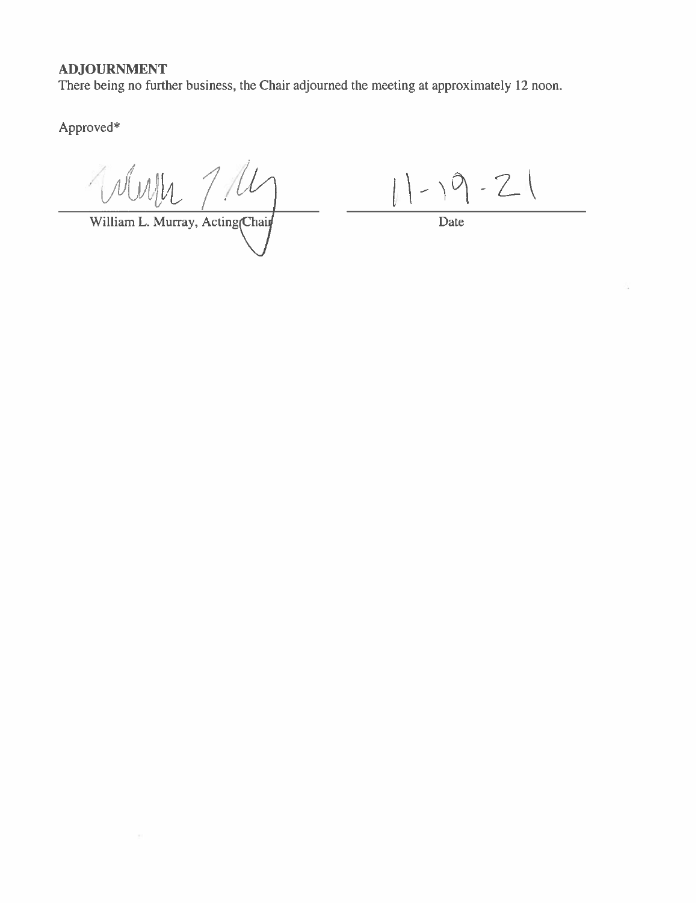**ADJOURNMENT**

There being no further business, the Chair adjourned the meeting at approximately 12 noon.

Approved*

William L. Murray, Acting Chair

11-19-21

Date